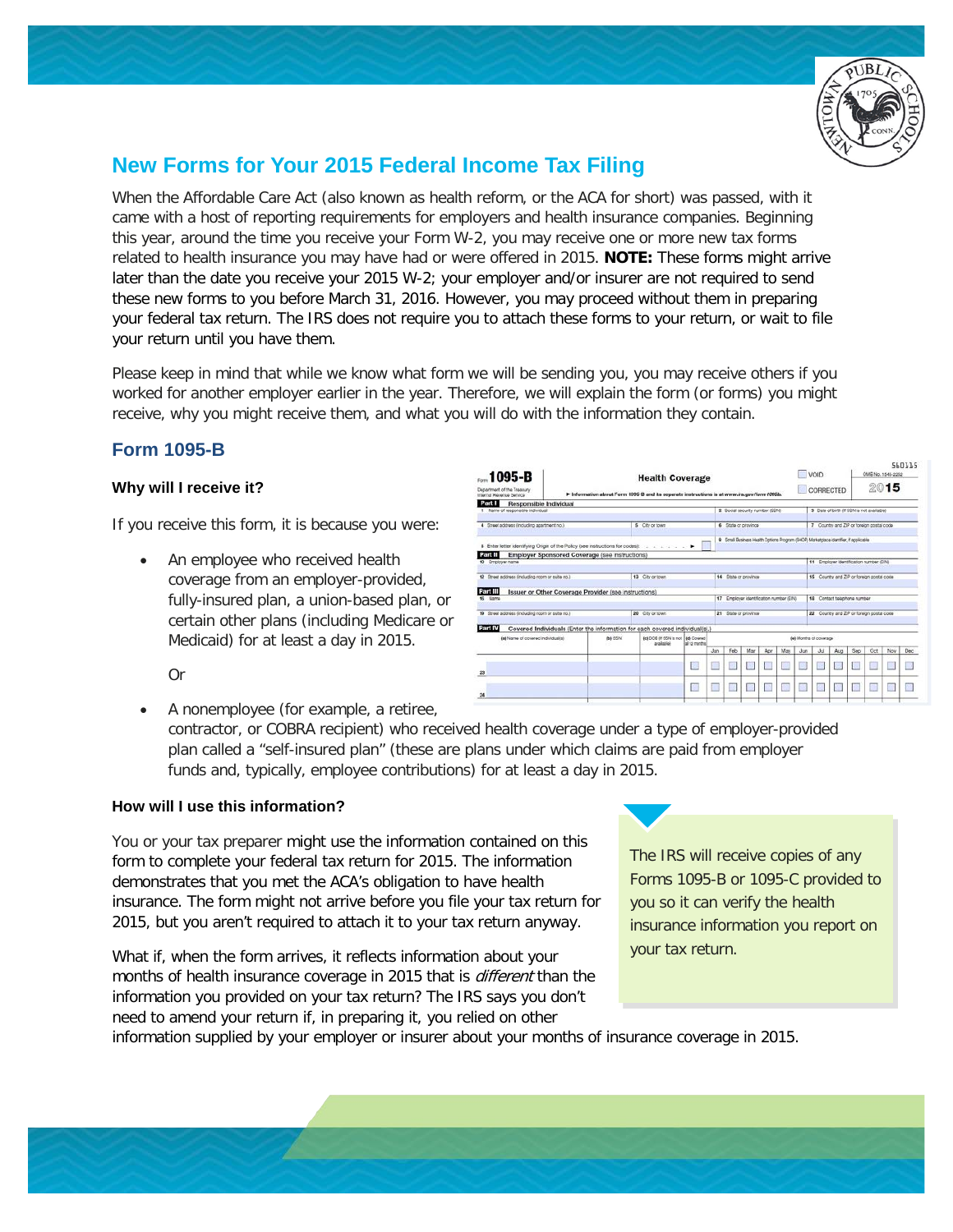## New Forms for Your 2015 Federal Income Tax Filing

When the Affordable Care Act (also known as health reform, or the ACA for short) was passed, with it came with a host of reporting requirements for employers and health insurance companies. Beginning this year, around the time you receive your Form W-2, you may receive one or more new tax forms related to health insurance you may have had or were offered in 2015. **NOTE:** These forms might arrive later than the date you receive your 2015 W-2; your employer and/or insurer are not required to send these new forms to you before March 31, 2016. However, you may proceed without them in preparing your federal tax return. The IRS does not require you to attach these forms to your return, or wait to file your return until you have them.

Please keep in mind that while we know what form we will be sending you, you may receive others if you worked for another employer earlier in the year. Therefore, we will explain the form (or forms) you might receive, why you might receive them, and what you will do with the information they contain.

### Form 1095-B

#### Why will I receive it?

If you receive this form, it is because you were:

- An employee who received health coverage from an employer-provided, fully-insured plan, a union-based plan, or certain other plans (including Medicare or Medicaid) for at least a day in 2015.

  Or

- A nonemployee (for example, a retiree, contractor, or COBRA recipient) who received health coverage under a type of employer-provided plan called a "self-insured plan" (these are plans under which claims are paid from employer funds and, typically, employee contributions) for at least a day in 2015.

#### How will I use this information?

You or your tax preparer might use the information contained on this form to complete your federal tax return for 2015. The information demonstrates that you met the ACA's obligation to have health insurance. The form might not arrive before you file your tax return for 2015, but you aren't required to attach it to your tax return anyway.

What if, when the form arrives, it reflects information about your months of health insurance coverage in 2015 that is *different* than the information you provided on your tax return? The IRS says you don't need to amend your return if, in preparing it, you relied on other information supplied by your employer or insurer about your months of insurance coverage in 2015.

The IRS will receive copies of any Forms 1095-B or 1095-C provided to you so it can verify the health insurance information you report on your tax return.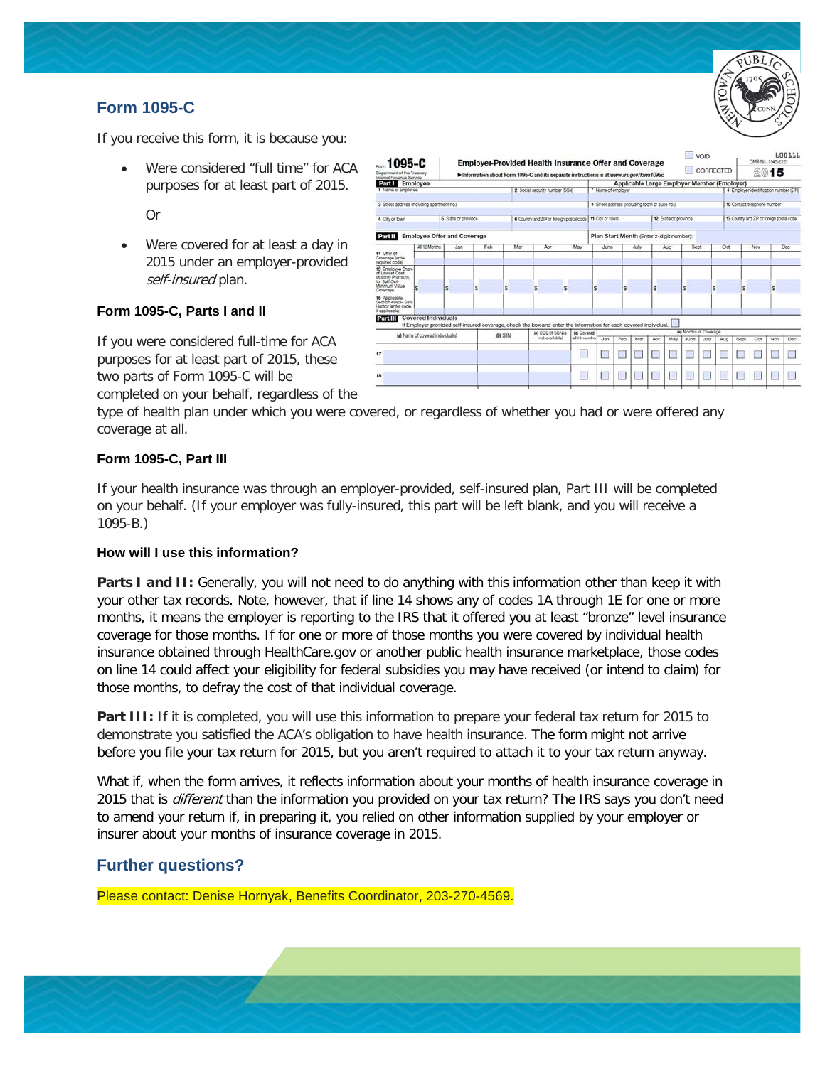## Form 1095-C

If you receive this form, it is because you:

- Were considered "full time" for ACA purposes for at least part of 2015.

  Or

- Were covered for at least a day in 2015 under an employer-provided *self-insured* plan.

### Form 1095-C, Parts I and II

If you were considered full-time for ACA purposes for at least part of 2015, these two parts of Form 1095-C will be completed on your behalf, regardless of the type of health plan under which you were covered, or regardless of whether you had or were offered any coverage at all.

### Form 1095-C, Part III

If your health insurance was through an employer-provided, self-insured plan, Part III will be completed on your behalf. (If your employer was fully-insured, this part will be left blank, and you will receive a 1095-B.)

### How will I use this information?

**Parts I and II:** Generally, you will not need to do anything with this information other than keep it with your other tax records. Note, however, that if line 14 shows any of codes 1A through 1E for one or more months, it means the employer is reporting to the IRS that it offered you at least "bronze" level insurance coverage for those months. If for one or more of those months you were covered by individual health insurance obtained through HealthCare.gov or another public health insurance marketplace, those codes on line 14 could affect your eligibility for federal subsidies you may have received (or intend to claim) for those months, to defray the cost of that individual coverage.

**Part III:** If it is completed, you will use this information to prepare your federal tax return for 2015 to demonstrate you satisfied the ACA's obligation to have health insurance. The form might not arrive before you file your tax return for 2015, but you aren't required to attach it to your tax return anyway.

What if, when the form arrives, it reflects information about your months of health insurance coverage in 2015 that is *different* than the information you provided on your tax return? The IRS says you don't need to amend your return if, in preparing it, you relied on other information supplied by your employer or insurer about your months of insurance coverage in 2015.

## Further questions?

Please contact: Denise Hornyak, Benefits Coordinator, 203-270-4569.